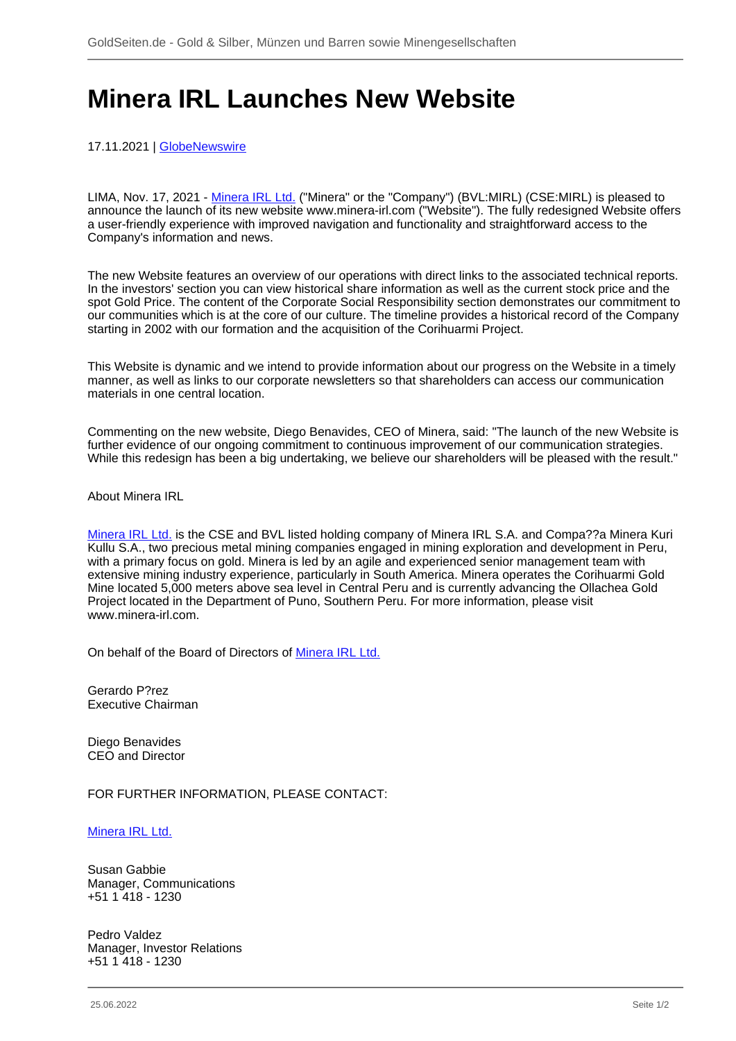# Minera IRL Launches New Website

17.11.2021 | GlobeNewswire

LIMA, Nov. 17, 2021 - Minera IRL Ltd. ("Minera" or the "Company") (BVL:MIRL) (CSE:MIRL) is pleased to announce the launch of its new website www.minera-irl.com ("Website"). The fully redesigned Website offers a user-friendly experience with improved navigation and functionality and straightforward access to the Company's information and news.

The new Website features an overview of our operations with direct links to the associated technical reports. In the investors' section you can view historical share information as well as the current stock price and the spot Gold Price. The content of the Corporate Social Responsibility section demonstrates our commitment to our communities which is at the core of our culture. The timeline provides a historical record of the Company starting in 2002 with our formation and the acquisition of the Corihuarmi Project.

This Website is dynamic and we intend to provide information about our progress on the Website in a timely manner, as well as links to our corporate newsletters so that shareholders can access our communication materials in one central location.

Commenting on the new website, Diego Benavides, CEO of Minera, said: "The launch of the new Website is further evidence of our ongoing commitment to continuous improvement of our communication strategies. While this redesign has been a big undertaking, we believe our shareholders will be pleased with the result."

About Minera IRL

Minera IRL Ltd. is the CSE and BVL listed holding company of Minera IRL S.A. and Compa??a Minera Kuri Kullu S.A., two precious metal mining companies engaged in mining exploration and development in Peru, with a primary focus on gold. Minera is led by an agile and experienced senior management team with extensive mining industry experience, particularly in South America. Minera operates the Corihuarmi Gold Mine located 5,000 meters above sea level in Central Peru and is currently advancing the Ollachea Gold Project located in the Department of Puno, Southern Peru. For more information, please visit www.minera-irl.com.

On behalf of the Board of Directors of Minera IRL Ltd.

Gerardo P?rez
Executive Chairman

Diego Benavides
CEO and Director

FOR FURTHER INFORMATION, PLEASE CONTACT:

Minera IRL Ltd.

Susan Gabbie
Manager, Communications
+51 1 418 - 1230

Pedro Valdez
Manager, Investor Relations
+51 1 418 - 1230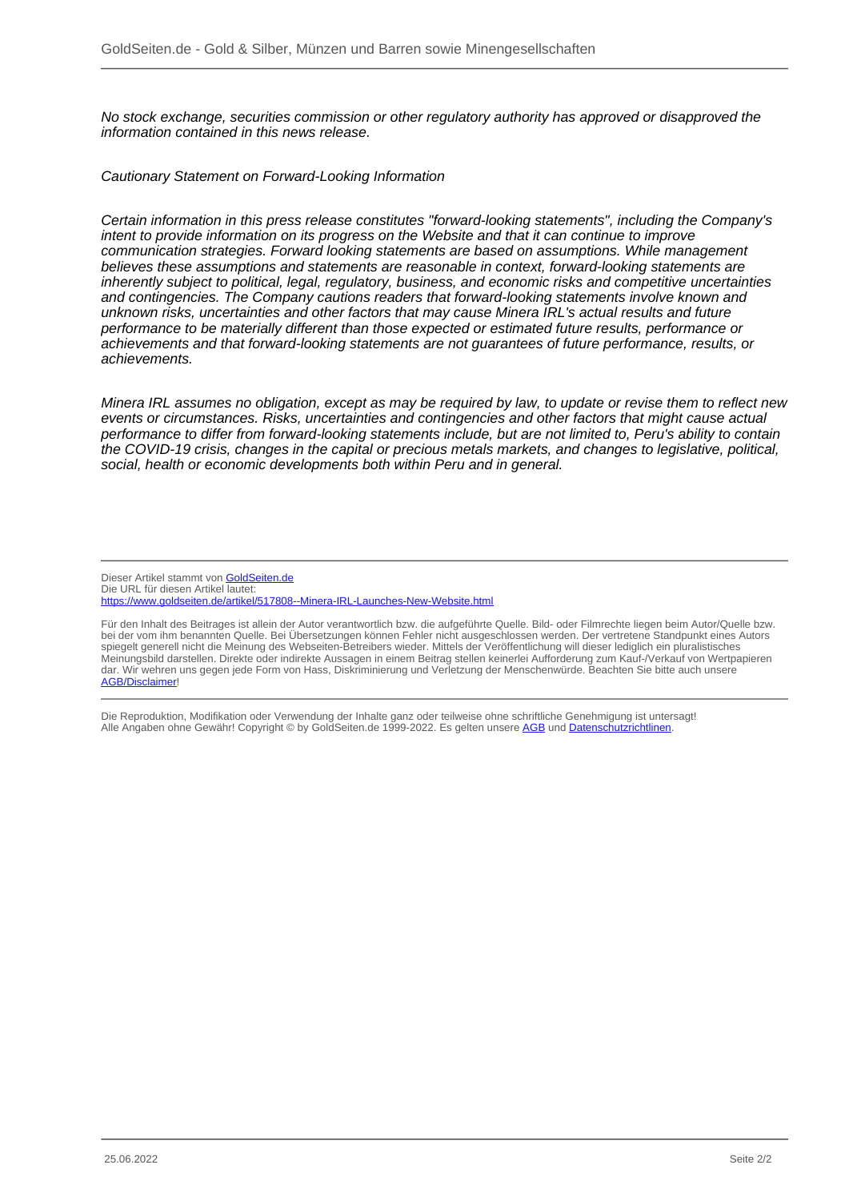*No stock exchange, securities commission or other regulatory authority has approved or disapproved the information contained in this news release.*

*Cautionary Statement on Forward-Looking Information*

*Certain information in this press release constitutes "forward-looking statements", including the Company's intent to provide information on its progress on the Website and that it can continue to improve communication strategies. Forward looking statements are based on assumptions. While management believes these assumptions and statements are reasonable in context, forward-looking statements are inherently subject to political, legal, regulatory, business, and economic risks and competitive uncertainties and contingencies. The Company cautions readers that forward-looking statements involve known and unknown risks, uncertainties and other factors that may cause Minera IRL's actual results and future performance to be materially different than those expected or estimated future results, performance or achievements and that forward-looking statements are not guarantees of future performance, results, or achievements.*

*Minera IRL assumes no obligation, except as may be required by law, to update or revise them to reflect new events or circumstances. Risks, uncertainties and contingencies and other factors that might cause actual performance to differ from forward-looking statements include, but are not limited to, Peru's ability to contain the COVID-19 crisis, changes in the capital or precious metals markets, and changes to legislative, political, social, health or economic developments both within Peru and in general.*

---

Dieser Artikel stammt von [GoldSeiten.de](https://www.goldseiten.de)
Die URL für diesen Artikel lautet:
[https://www.goldseiten.de/artikel/517808--Minera-IRL-Launches-New-Website.html](https://www.goldseiten.de/artikel/517808--Minera-IRL-Launches-New-Website.html)

Für den Inhalt des Beitrages ist allein der Autor verantwortlich bzw. die aufgeführte Quelle. Bild- oder Filmrechte liegen beim Autor/Quelle bzw. bei der vom ihm benannten Quelle. Bei Übersetzungen können Fehler nicht ausgeschlossen werden. Der vertretene Standpunkt eines Autors spiegelt generell nicht die Meinung des Webseiten-Betreibers wieder. Mittels der Veröffentlichung will dieser lediglich ein pluralistisches Meinungsbild darstellen. Direkte oder indirekte Aussagen in einem Beitrag stellen keinerlei Aufforderung zum Kauf-/Verkauf von Wertpapieren dar. Wir wehren uns gegen jede Form von Hass, Diskriminierung und Verletzung der Menschenwürde. Beachten Sie bitte auch unsere AGB/Disclaimer!

---

Die Reproduktion, Modifikation oder Verwendung der Inhalte ganz oder teilweise ohne schriftliche Genehmigung ist untersagt!
Alle Angaben ohne Gewähr! Copyright © by GoldSeiten.de 1999-2022. Es gelten unsere AGB und Datenschutzrichtlinen.